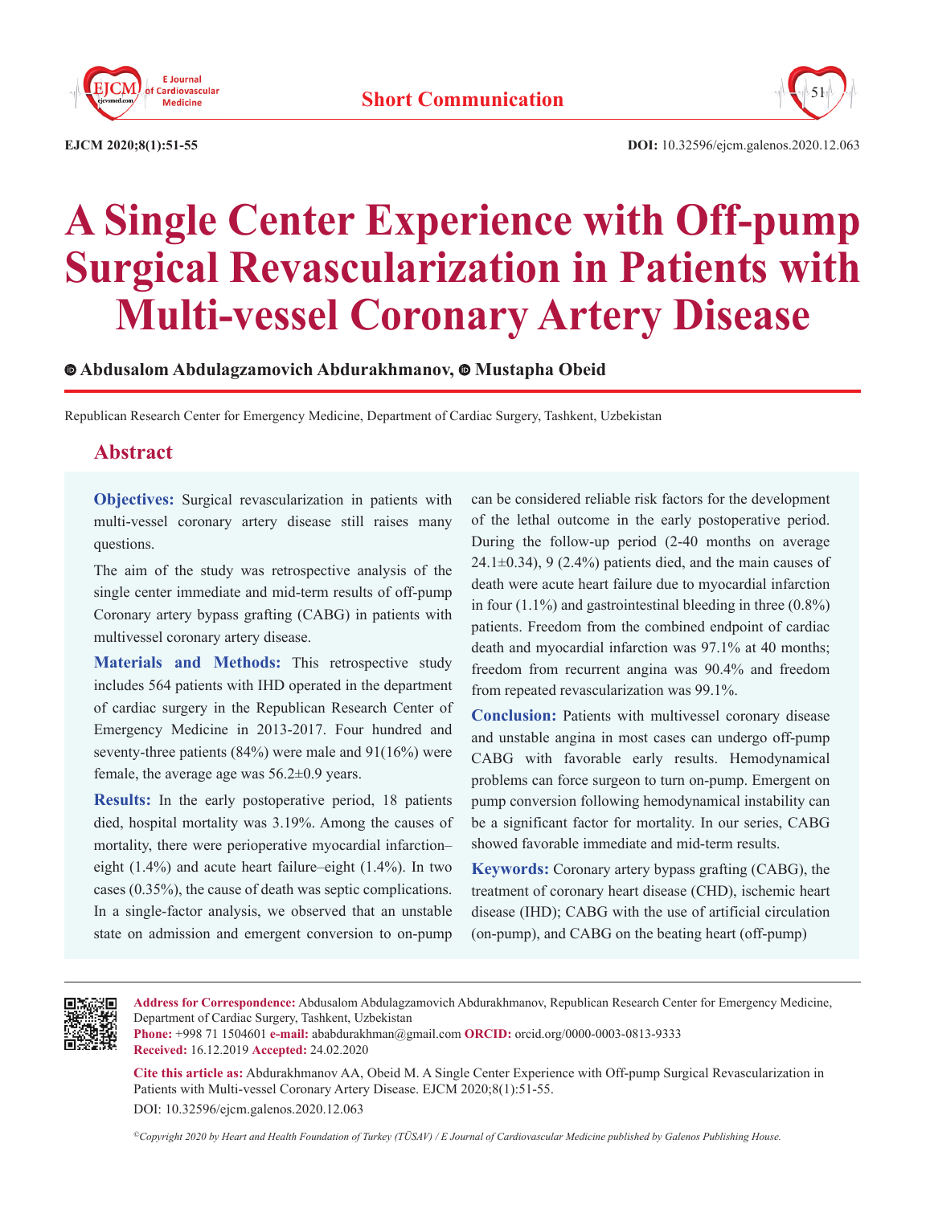Short Communication

# A Single Center Experience with Off-pump Surgical Revascularization in Patients with Multi-vessel Coronary Artery Disease

**Abdusalom Abdulagzamovich Abdurakhmanov, Mustapha Obeid**

Republican Research Center for Emergency Medicine, Department of Cardiac Surgery, Tashkent, Uzbekistan

## Abstract

**Objectives:** Surgical revascularization in patients with multi-vessel coronary artery disease still raises many questions.

The aim of the study was retrospective analysis of the single center immediate and mid-term results of off-pump Coronary artery bypass grafting (CABG) in patients with multivessel coronary artery disease.

**Materials and Methods:** This retrospective study includes 564 patients with IHD operated in the department of cardiac surgery in the Republican Research Center of Emergency Medicine in 2013-2017. Four hundred and seventy-three patients (84%) were male and 91(16%) were female, the average age was 56.2±0.9 years.

**Results:** In the early postoperative period, 18 patients died, hospital mortality was 3.19%. Among the causes of mortality, there were perioperative myocardial infarction–eight (1.4%) and acute heart failure–eight (1.4%). In two cases (0.35%), the cause of death was septic complications. In a single-factor analysis, we observed that an unstable state on admission and emergent conversion to on-pump can be considered reliable risk factors for the development of the lethal outcome in the early postoperative period. During the follow-up period (2-40 months on average 24.1±0.34), 9 (2.4%) patients died, and the main causes of death were acute heart failure due to myocardial infarction in four (1.1%) and gastrointestinal bleeding in three (0.8%) patients. Freedom from the combined endpoint of cardiac death and myocardial infarction was 97.1% at 40 months; freedom from recurrent angina was 90.4% and freedom from repeated revascularization was 99.1%.

**Conclusion:** Patients with multivessel coronary disease and unstable angina in most cases can undergo off-pump CABG with favorable early results. Hemodynamical problems can force surgeon to turn on-pump. Emergent on pump conversion following hemodynamical instability can be a significant factor for mortality. In our series, CABG showed favorable immediate and mid-term results.

**Keywords:** Coronary artery bypass grafting (CABG), the treatment of coronary heart disease (CHD), ischemic heart disease (IHD); CABG with the use of artificial circulation (on-pump), and CABG on the beating heart (off-pump)

---

**Address for Correspondence:** Abdusalom Abdulagzamovich Abdurakhmanov, Republican Research Center for Emergency Medicine, Department of Cardiac Surgery, Tashkent, Uzbekistan
**Phone:** +998 71 1504601 **e-mail:** ababdurakhman@gmail.com **ORCID:** orcid.org/0000-0003-0813-9333
**Received:** 16.12.2019 **Accepted:** 24.02.2020

**Cite this article as:** Abdurakhmanov AA, Obeid M. A Single Center Experience with Off-pump Surgical Revascularization in Patients with Multi-vessel Coronary Artery Disease. EJCM 2020;8(1):51-55.
DOI: 10.32596/ejcm.galenos.2020.12.063

*©Copyright 2020 by Heart and Health Foundation of Turkey (TÜSAV) / E Journal of Cardiovascular Medicine published by Galenos Publishing House.*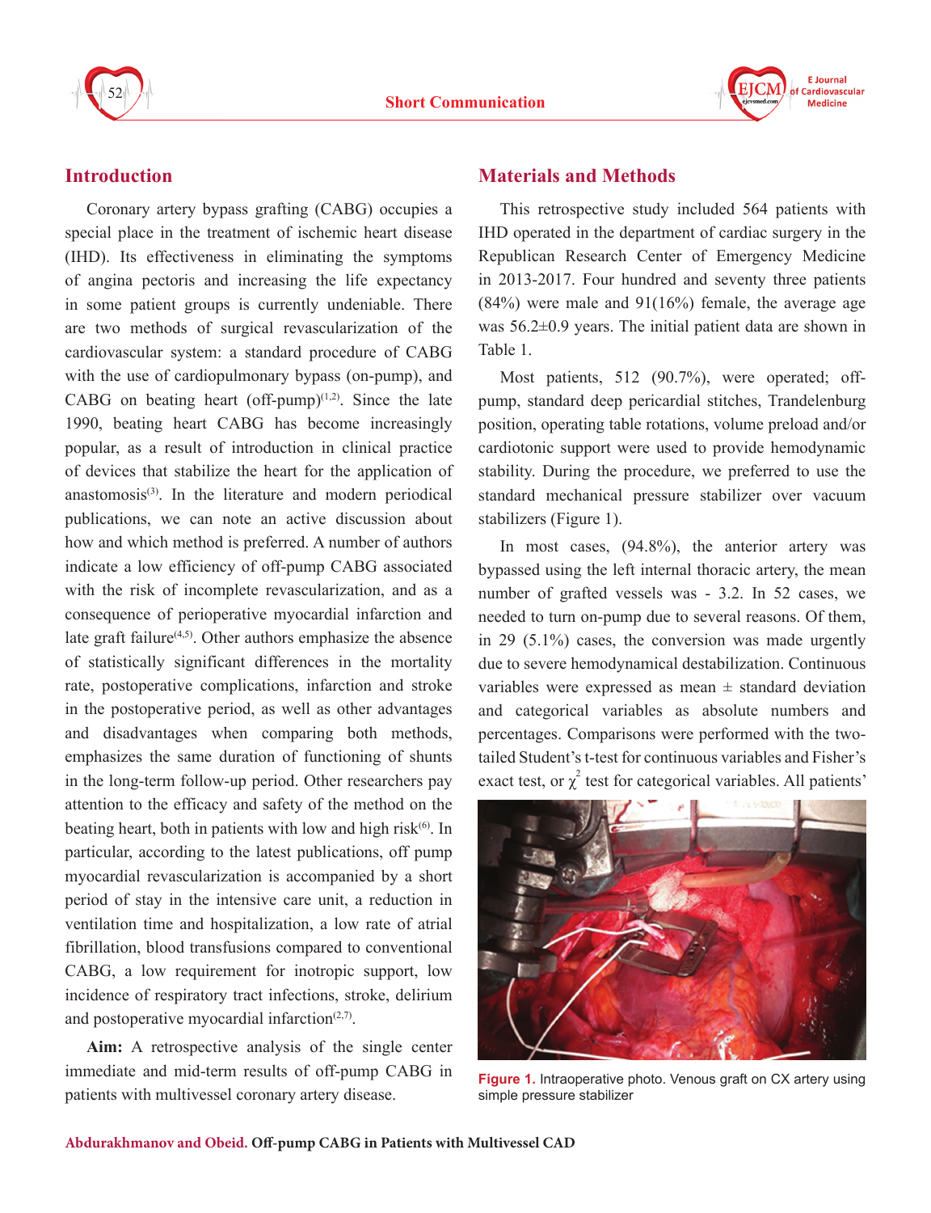## Introduction

Coronary artery bypass grafting (CABG) occupies a special place in the treatment of ischemic heart disease (IHD). Its effectiveness in eliminating the symptoms of angina pectoris and increasing the life expectancy in some patient groups is currently undeniable. There are two methods of surgical revascularization of the cardiovascular system: a standard procedure of CABG with the use of cardiopulmonary bypass (on-pump), and CABG on beating heart (off-pump)[1,2]. Since the late 1990, beating heart CABG has become increasingly popular, as a result of introduction in clinical practice of devices that stabilize the heart for the application of anastomosis[3]. In the literature and modern periodical publications, we can note an active discussion about how and which method is preferred. A number of authors indicate a low efficiency of off-pump CABG associated with the risk of incomplete revascularization, and as a consequence of perioperative myocardial infarction and late graft failure[4,5]. Other authors emphasize the absence of statistically significant differences in the mortality rate, postoperative complications, infarction and stroke in the postoperative period, as well as other advantages and disadvantages when comparing both methods, emphasizes the same duration of functioning of shunts in the long-term follow-up period. Other researchers pay attention to the efficacy and safety of the method on the beating heart, both in patients with low and high risk[6]. In particular, according to the latest publications, off pump myocardial revascularization is accompanied by a short period of stay in the intensive care unit, a reduction in ventilation time and hospitalization, a low rate of atrial fibrillation, blood transfusions compared to conventional CABG, a low requirement for inotropic support, low incidence of respiratory tract infections, stroke, delirium and postoperative myocardial infarction[2,7].

**Aim:** A retrospective analysis of the single center immediate and mid-term results of off-pump CABG in patients with multivessel coronary artery disease.

## Materials and Methods

This retrospective study included 564 patients with IHD operated in the department of cardiac surgery in the Republican Research Center of Emergency Medicine in 2013-2017. Four hundred and seventy three patients (84%) were male and 91(16%) female, the average age was 56.2±0.9 years. The initial patient data are shown in Table 1.

Most patients, 512 (90.7%), were operated; off-pump, standard deep pericardial stitches, Trandelenburg position, operating table rotations, volume preload and/or cardiotonic support were used to provide hemodynamic stability. During the procedure, we preferred to use the standard mechanical pressure stabilizer over vacuum stabilizers (Figure 1).

In most cases, (94.8%), the anterior artery was bypassed using the left internal thoracic artery, the mean number of grafted vessels was - 3.2. In 52 cases, we needed to turn on-pump due to several reasons. Of them, in 29 (5.1%) cases, the conversion was made urgently due to severe hemodynamical destabilization. Continuous variables were expressed as mean ± standard deviation and categorical variables as absolute numbers and percentages. Comparisons were performed with the two-tailed Student's t-test for continuous variables and Fisher's exact test, or $\chi^2$ test for categorical variables. All patients'

**Figure 1.** Intraoperative photo. Venous graft on CX artery using simple pressure stabilizer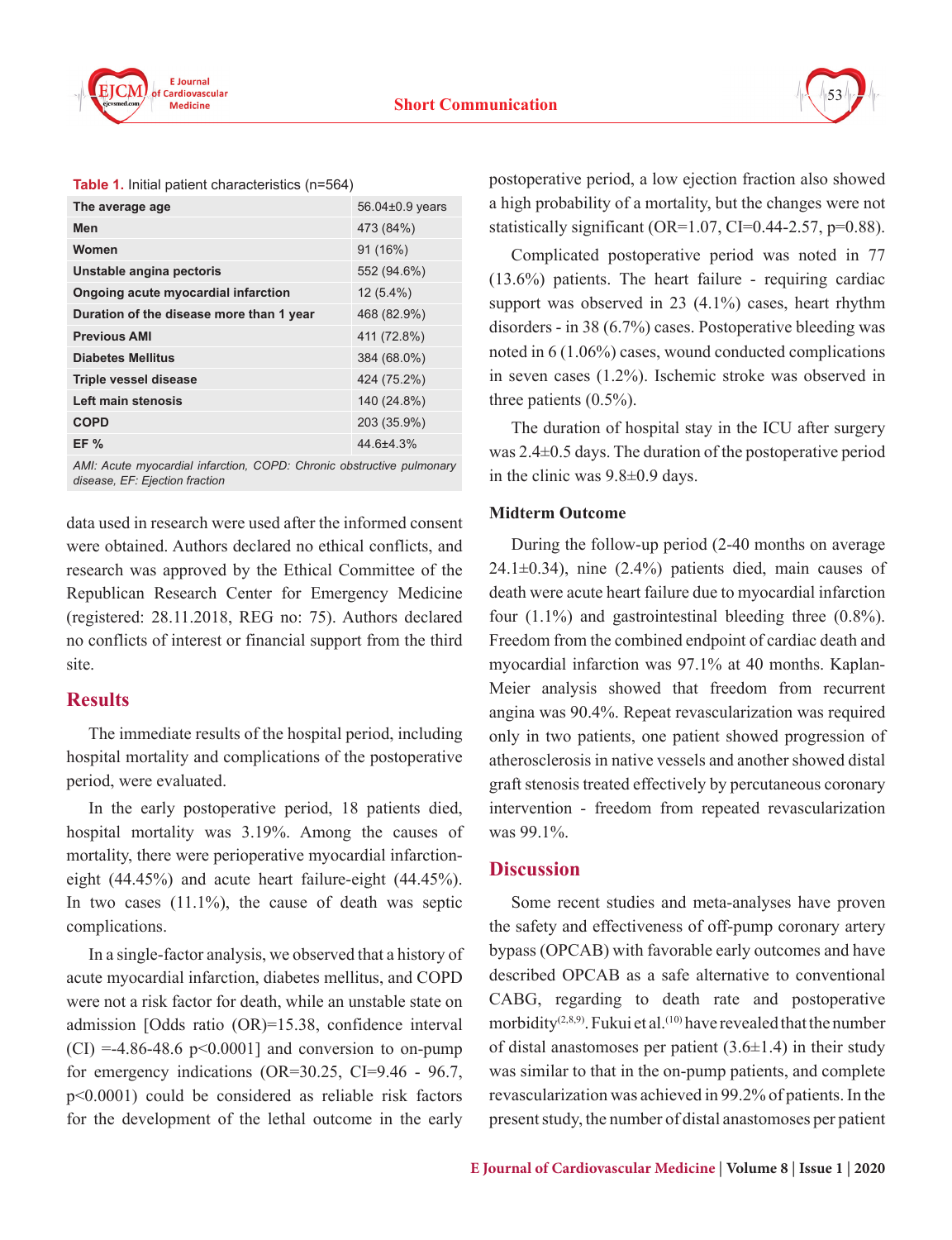**Table 1.** Initial patient characteristics (n=564)

| | |
|---|---|
| **The average age** | 56.04±0.9 years |
| **Men** | 473 (84%) |
| **Women** | 91 (16%) |
| **Unstable angina pectoris** | 552 (94.6%) |
| **Ongoing acute myocardial infarction** | 12 (5.4%) |
| **Duration of the disease more than 1 year** | 468 (82.9%) |
| **Previous AMI** | 411 (72.8%) |
| **Diabetes Mellitus** | 384 (68.0%) |
| **Triple vessel disease** | 424 (75.2%) |
| **Left main stenosis** | 140 (24.8%) |
| **COPD** | 203 (35.9%) |
| **EF %** | 44.6±4.3% |

*AMI: Acute myocardial infarction, COPD: Chronic obstructive pulmonary disease, EF: Ejection fraction*

data used in research were used after the informed consent were obtained. Authors declared no ethical conflicts, and research was approved by the Ethical Committee of the Republican Research Center for Emergency Medicine (registered: 28.11.2018, REG no: 75). Authors declared no conflicts of interest or financial support from the third site.

## Results

The immediate results of the hospital period, including hospital mortality and complications of the postoperative period, were evaluated.

In the early postoperative period, 18 patients died, hospital mortality was 3.19%. Among the causes of mortality, there were perioperative myocardial infarction-eight (44.45%) and acute heart failure-eight (44.45%). In two cases (11.1%), the cause of death was septic complications.

In a single-factor analysis, we observed that a history of acute myocardial infarction, diabetes mellitus, and COPD were not a risk factor for death, while an unstable state on admission [Odds ratio (OR)=15.38, confidence interval (CI) =-4.86-48.6 p<0.0001] and conversion to on-pump for emergency indications (OR=30.25, CI=9.46 - 96.7, p<0.0001) could be considered as reliable risk factors for the development of the lethal outcome in the early postoperative period, a low ejection fraction also showed a high probability of a mortality, but the changes were not statistically significant (OR=1.07, CI=0.44-2.57, p=0.88).

Complicated postoperative period was noted in 77 (13.6%) patients. The heart failure - requiring cardiac support was observed in 23 (4.1%) cases, heart rhythm disorders - in 38 (6.7%) cases. Postoperative bleeding was noted in 6 (1.06%) cases, wound conducted complications in seven cases (1.2%). Ischemic stroke was observed in three patients (0.5%).

The duration of hospital stay in the ICU after surgery was 2.4±0.5 days. The duration of the postoperative period in the clinic was 9.8±0.9 days.

### Midterm Outcome

During the follow-up period (2-40 months on average 24.1±0.34), nine (2.4%) patients died, main causes of death were acute heart failure due to myocardial infarction four (1.1%) and gastrointestinal bleeding three (0.8%). Freedom from the combined endpoint of cardiac death and myocardial infarction was 97.1% at 40 months. Kaplan-Meier analysis showed that freedom from recurrent angina was 90.4%. Repeat revascularization was required only in two patients, one patient showed progression of atherosclerosis in native vessels and another showed distal graft stenosis treated effectively by percutaneous coronary intervention - freedom from repeated revascularization was 99.1%.

## Discussion

Some recent studies and meta-analyses have proven the safety and effectiveness of off-pump coronary artery bypass (OPCAB) with favorable early outcomes and have described OPCAB as a safe alternative to conventional CABG, regarding to death rate and postoperative morbidity[2,8,9]. Fukui et al.[10] have revealed that the number of distal anastomoses per patient (3.6±1.4) in their study was similar to that in the on-pump patients, and complete revascularization was achieved in 99.2% of patients. In the present study, the number of distal anastomoses per patient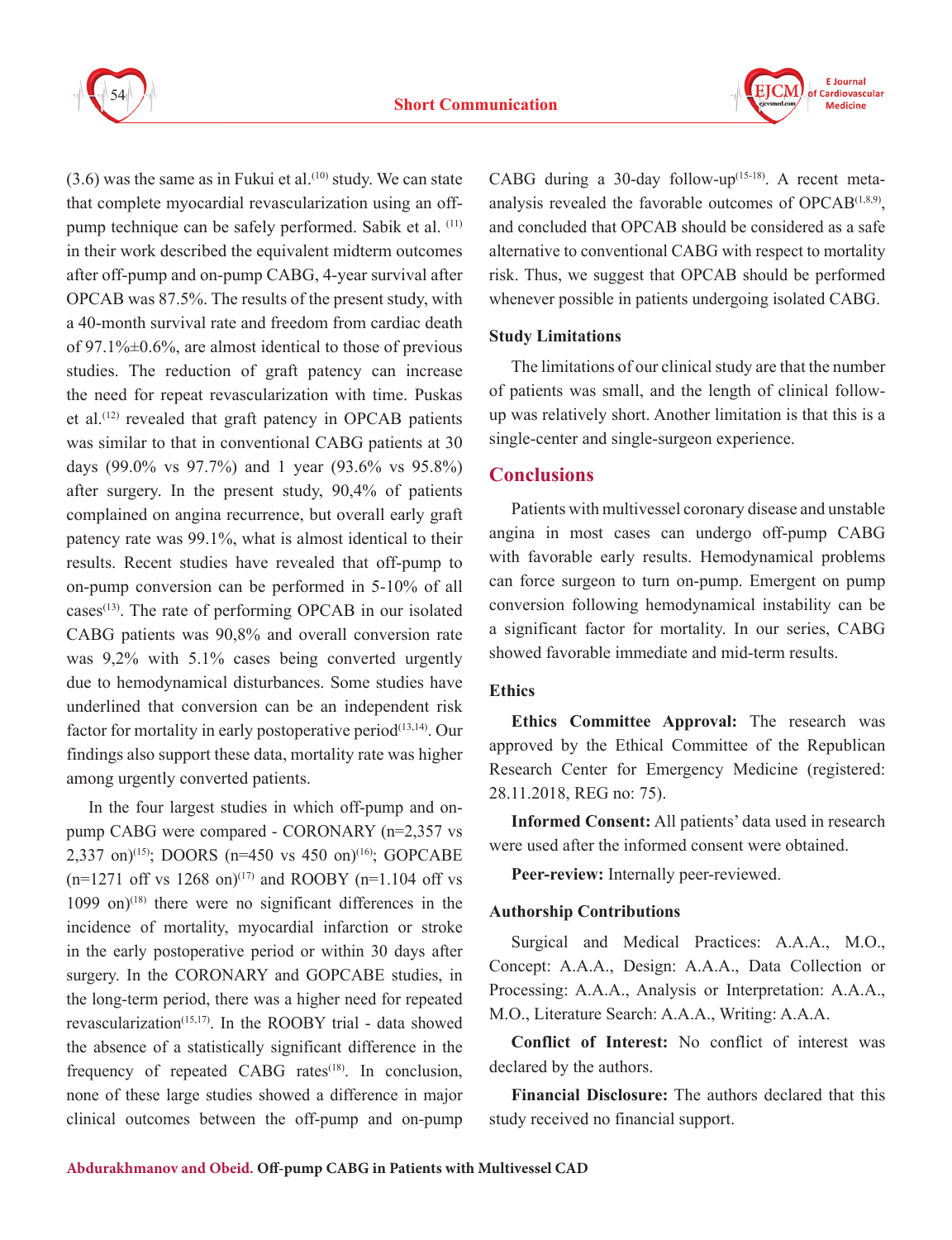(3.6) was the same as in Fukui et al.[10] study. We can state that complete myocardial revascularization using an off-pump technique can be safely performed. Sabik et al. [11] in their work described the equivalent midterm outcomes after off-pump and on-pump CABG, 4-year survival after OPCAB was 87.5%. The results of the present study, with a 40-month survival rate and freedom from cardiac death of 97.1%±0.6%, are almost identical to those of previous studies. The reduction of graft patency can increase the need for repeat revascularization with time. Puskas et al.[12] revealed that graft patency in OPCAB patients was similar to that in conventional CABG patients at 30 days (99.0% vs 97.7%) and 1 year (93.6% vs 95.8%) after surgery. In the present study, 90,4% of patients complained on angina recurrence, but overall early graft patency rate was 99.1%, what is almost identical to their results. Recent studies have revealed that off-pump to on-pump conversion can be performed in 5-10% of all cases[13]. The rate of performing OPCAB in our isolated CABG patients was 90,8% and overall conversion rate was 9,2% with 5.1% cases being converted urgently due to hemodynamical disturbances. Some studies have underlined that conversion can be an independent risk factor for mortality in early postoperative period[13,14]. Our findings also support these data, mortality rate was higher among urgently converted patients.

In the four largest studies in which off-pump and on-pump CABG were compared - CORONARY (n=2,357 vs 2,337 on)[15]; DOORS (n=450 vs 450 on)[16]; GOPCABE (n=1271 off vs 1268 on)[17] and ROOBY (n=1.104 off vs 1099 on)[18] there were no significant differences in the incidence of mortality, myocardial infarction or stroke in the early postoperative period or within 30 days after surgery. In the CORONARY and GOPCABE studies, in the long-term period, there was a higher need for repeated revascularization[15,17]. In the ROOBY trial - data showed the absence of a statistically significant difference in the frequency of repeated CABG rates[18]. In conclusion, none of these large studies showed a difference in major clinical outcomes between the off-pump and on-pump CABG during a 30-day follow-up[15-18]. A recent meta-analysis revealed the favorable outcomes of OPCAB[1,8,9], and concluded that OPCAB should be considered as a safe alternative to conventional CABG with respect to mortality risk. Thus, we suggest that OPCAB should be performed whenever possible in patients undergoing isolated CABG.

### Study Limitations

The limitations of our clinical study are that the number of patients was small, and the length of clinical follow-up was relatively short. Another limitation is that this is a single-center and single-surgeon experience.

## Conclusions

Patients with multivessel coronary disease and unstable angina in most cases can undergo off-pump CABG with favorable early results. Hemodynamical problems can force surgeon to turn on-pump. Emergent on pump conversion following hemodynamical instability can be a significant factor for mortality. In our series, CABG showed favorable immediate and mid-term results.

### Ethics

**Ethics Committee Approval:** The research was approved by the Ethical Committee of the Republican Research Center for Emergency Medicine (registered: 28.11.2018, REG no: 75).

**Informed Consent:** All patients' data used in research were used after the informed consent were obtained.

**Peer-review:** Internally peer-reviewed.

### Authorship Contributions

Surgical and Medical Practices: A.A.A., M.O., Concept: A.A.A., Design: A.A.A., Data Collection or Processing: A.A.A., Analysis or Interpretation: A.A.A., M.O., Literature Search: A.A.A., Writing: A.A.A.

**Conflict of Interest:** No conflict of interest was declared by the authors.

**Financial Disclosure:** The authors declared that this study received no financial support.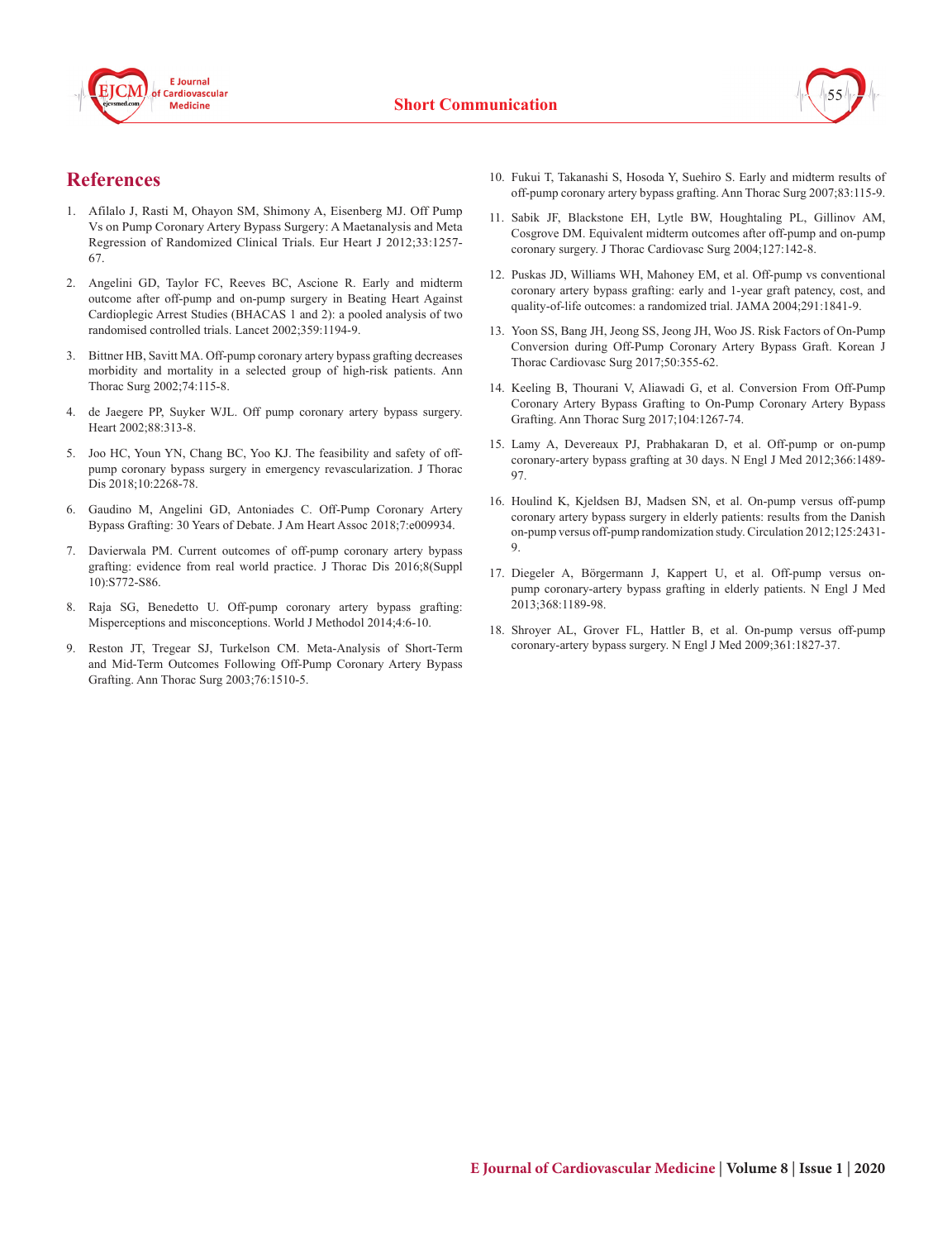## References

1. Afilalo J, Rasti M, Ohayon SM, Shimony A, Eisenberg MJ. Off Pump Vs on Pump Coronary Artery Bypass Surgery: A Maetanalysis and Meta Regression of Randomized Clinical Trials. Eur Heart J 2012;33:1257-67.
2. Angelini GD, Taylor FC, Reeves BC, Ascione R. Early and midterm outcome after off-pump and on-pump surgery in Beating Heart Against Cardioplegic Arrest Studies (BHACAS 1 and 2): a pooled analysis of two randomised controlled trials. Lancet 2002;359:1194-9.
3. Bittner HB, Savitt MA. Off-pump coronary artery bypass grafting decreases morbidity and mortality in a selected group of high-risk patients. Ann Thorac Surg 2002;74:115-8.
4. de Jaegere PP, Suyker WJL. Off pump coronary artery bypass surgery. Heart 2002;88:313-8.
5. Joo HC, Youn YN, Chang BC, Yoo KJ. The feasibility and safety of off-pump coronary bypass surgery in emergency revascularization. J Thorac Dis 2018;10:2268-78.
6. Gaudino M, Angelini GD, Antoniades C. Off-Pump Coronary Artery Bypass Grafting: 30 Years of Debate. J Am Heart Assoc 2018;7:e009934.
7. Davierwala PM. Current outcomes of off-pump coronary artery bypass grafting: evidence from real world practice. J Thorac Dis 2016;8(Suppl 10):S772-S86.
8. Raja SG, Benedetto U. Off-pump coronary artery bypass grafting: Misperceptions and misconceptions. World J Methodol 2014;4:6-10.
9. Reston JT, Tregear SJ, Turkelson CM. Meta-Analysis of Short-Term and Mid-Term Outcomes Following Off-Pump Coronary Artery Bypass Grafting. Ann Thorac Surg 2003;76:1510-5.
10. Fukui T, Takanashi S, Hosoda Y, Suehiro S. Early and midterm results of off-pump coronary artery bypass grafting. Ann Thorac Surg 2007;83:115-9.
11. Sabik JF, Blackstone EH, Lytle BW, Houghtaling PL, Gillinov AM, Cosgrove DM. Equivalent midterm outcomes after off-pump and on-pump coronary surgery. J Thorac Cardiovasc Surg 2004;127:142-8.
12. Puskas JD, Williams WH, Mahoney EM, et al. Off-pump vs conventional coronary artery bypass grafting: early and 1-year graft patency, cost, and quality-of-life outcomes: a randomized trial. JAMA 2004;291:1841-9.
13. Yoon SS, Bang JH, Jeong SS, Jeong JH, Woo JS. Risk Factors of On-Pump Conversion during Off-Pump Coronary Artery Bypass Graft. Korean J Thorac Cardiovasc Surg 2017;50:355-62.
14. Keeling B, Thourani V, Aliawadi G, et al. Conversion From Off-Pump Coronary Artery Bypass Grafting to On-Pump Coronary Artery Bypass Grafting. Ann Thorac Surg 2017;104:1267-74.
15. Lamy A, Devereaux PJ, Prabhakaran D, et al. Off-pump or on-pump coronary-artery bypass grafting at 30 days. N Engl J Med 2012;366:1489-97.
16. Houlind K, Kjeldsen BJ, Madsen SN, et al. On-pump versus off-pump coronary artery bypass surgery in elderly patients: results from the Danish on-pump versus off-pump randomization study. Circulation 2012;125:2431-9.
17. Diegeler A, Börgermann J, Kappert U, et al. Off-pump versus on-pump coronary-artery bypass grafting in elderly patients. N Engl J Med 2013;368:1189-98.
18. Shroyer AL, Grover FL, Hattler B, et al. On-pump versus off-pump coronary-artery bypass surgery. N Engl J Med 2009;361:1827-37.